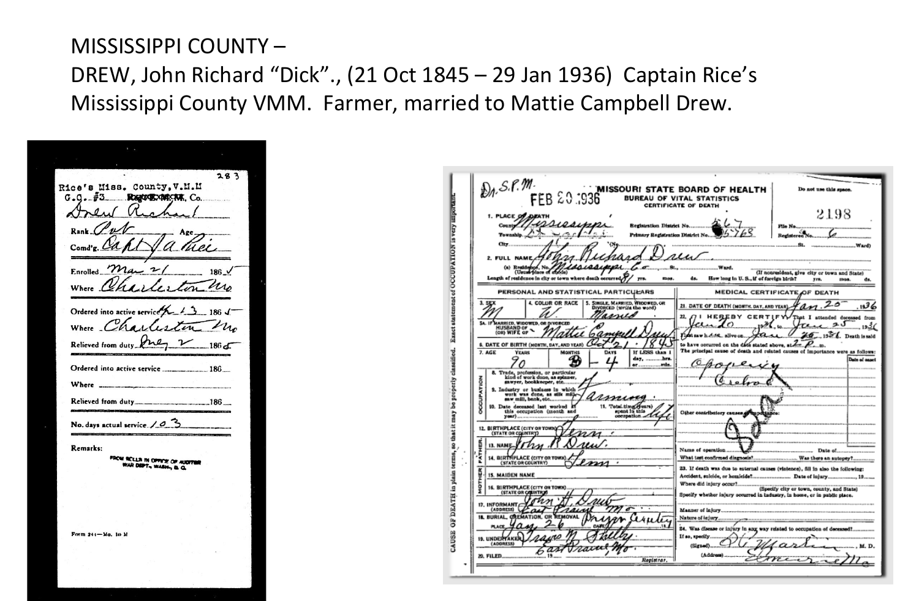MISSISSIPPI COUNTY –

DREW, John Richard "Dick"., (21 Oct 1845 – 29 Jan 1936) Captain Rice's Mississippi County VMM. Farmer, married to Mattie Campbell Drew.

283

Rice's Miss. County, V.M.M.
G.O. #3 Regt E.M.M. Co.

Drew Richard

Rank Pvt Age

Comd'g. Capt J A Rice

Enrolled Mar 21 1865

Where Charleston Mo

Ordered into active service Apr 13 1865

Where Charleston Mo

Relieved from duty May 2 1865

Ordered into active service 186

Where

Relieved from duty 186

No. days actual service 103

Remarks:

FROM ROLLS IN OFFICE OF AUDITOR WAR DEPT., WASH., D. C.

Form 241—Mo. 10 M

---

Dr. S.P.M.

FEB 20 1936

MISSOURI STATE BOARD OF HEALTH
BUREAU OF VITAL STATISTICS
CERTIFICATE OF DEATH

Do not use this space.

2198

1. PLACE OF DEATH
County Mississippi
Township
City
Registration District No. 567
Primary Registration District No. 5763
File No.
Registered No. 6

2. FULL NAME John Richard Drew
(a) Residence, No. Mississippi Co St. Ward.
Length of residence in city or town where death occurred 81 yrs.

PERSONAL AND STATISTICAL PARTICULARS

3. SEX M
4. COLOR OR RACE W
5. SINGLE, MARRIED, WIDOWED, OR DIVORCED Married
5a. IF MARRIED, WIDOWED, OR DIVORCED HUSBAND OF (OR) WIFE OF Mattie Campbell Drew
6. DATE OF BIRTH (MONTH, DAY, AND YEAR) Oct 21 1845
7. AGE Years 90 Months 3 Days 4
8. Trade, profession, or particular kind of work done
9. Industry or business in which work was done Farming
10. Date deceased last worked at this occupation
11. Total time (years) spent in this occupation life
12. BIRTHPLACE (CITY OR TOWN) (STATE OR COUNTRY) Tenn.
FATHER
13. NAME John R Drew.
14. BIRTHPLACE (CITY OR TOWN) (STATE OR COUNTRY) Tenn.
MOTHER
15. MAIDEN NAME
16. BIRTHPLACE (CITY OR TOWN) (STATE OR COUNTRY)
17. INFORMANT John H. Drew
(ADDRESS) East Prairie Mo.
18. BURIAL, CREMATION, OR REMOVAL Bryan Cemetery
PLACE Jan 26 DATE
19. UNDERTAKER Travis H. Shelby
(ADDRESS) East Prairie, Mo.
20. FILED 19 Registrar.

MEDICAL CERTIFICATE OF DEATH

21. DATE OF DEATH (MONTH, DAY, AND YEAR) Jan 25 1936
22. I HEREBY CERTIFY, That I attended deceased from Jan 20 1936, to Jan 25 1936
I last saw h alive on Jan 26 1936. Death is said to have occurred on the date stated above, at 2 P. m.
The principal cause of death and related causes of importance were as follows: Apoplexy Cerebral
Other contributory causes of importance:
Name of operation Date of
What test confirmed diagnosis? Was there an autopsy?
23. If death was due to external causes (violence), fill in also the following:
Accident, suicide, or homicide? Date of injury 19
Where did injury occur?
(Specify city or town, county, and State)
Specify whether injury occurred in industry, in home, or in public place.
Manner of injury
Nature of injury
24. Was disease or injury in any way related to occupation of deceased?
If so, specify
(Signed) D. W. Martin, M. D.
(Address) Anniston Mo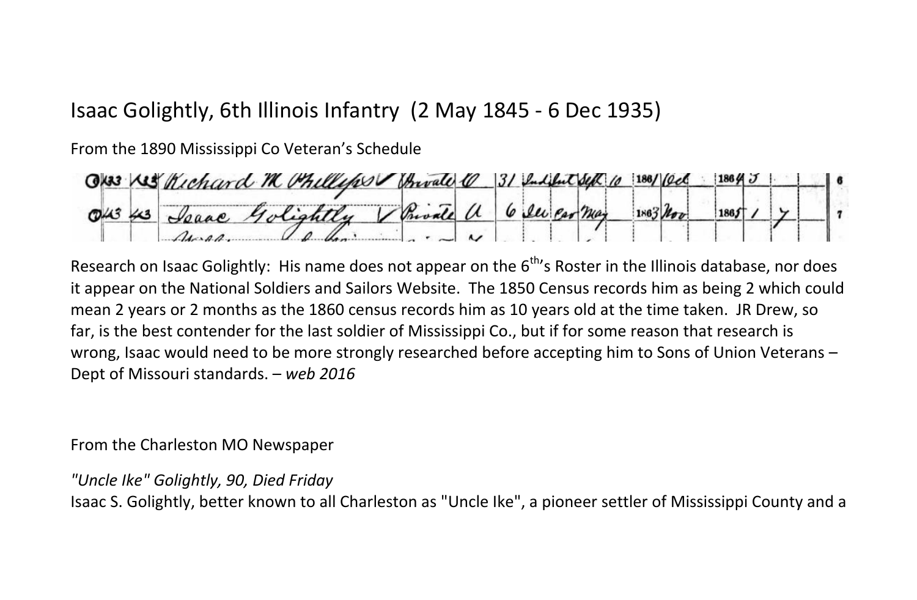# Isaac Golightly, 6th Illinois Infantry (2 May 1845 - 6 Dec 1935)

From the 1890 Mississippi Co Veteran's Schedule

Research on Isaac Golightly: His name does not appear on the 6th's Roster in the Illinois database, nor does it appear on the National Soldiers and Sailors Website. The 1850 Census records him as being 2 which could mean 2 years or 2 months as the 1860 census records him as 10 years old at the time taken. JR Drew, so far, is the best contender for the last soldier of Mississippi Co., but if for some reason that research is wrong, Isaac would need to be more strongly researched before accepting him to Sons of Union Veterans – Dept of Missouri standards. – *web 2016*

From the Charleston MO Newspaper

*"Uncle Ike" Golightly, 90, Died Friday*

Isaac S. Golightly, better known to all Charleston as "Uncle Ike", a pioneer settler of Mississippi County and a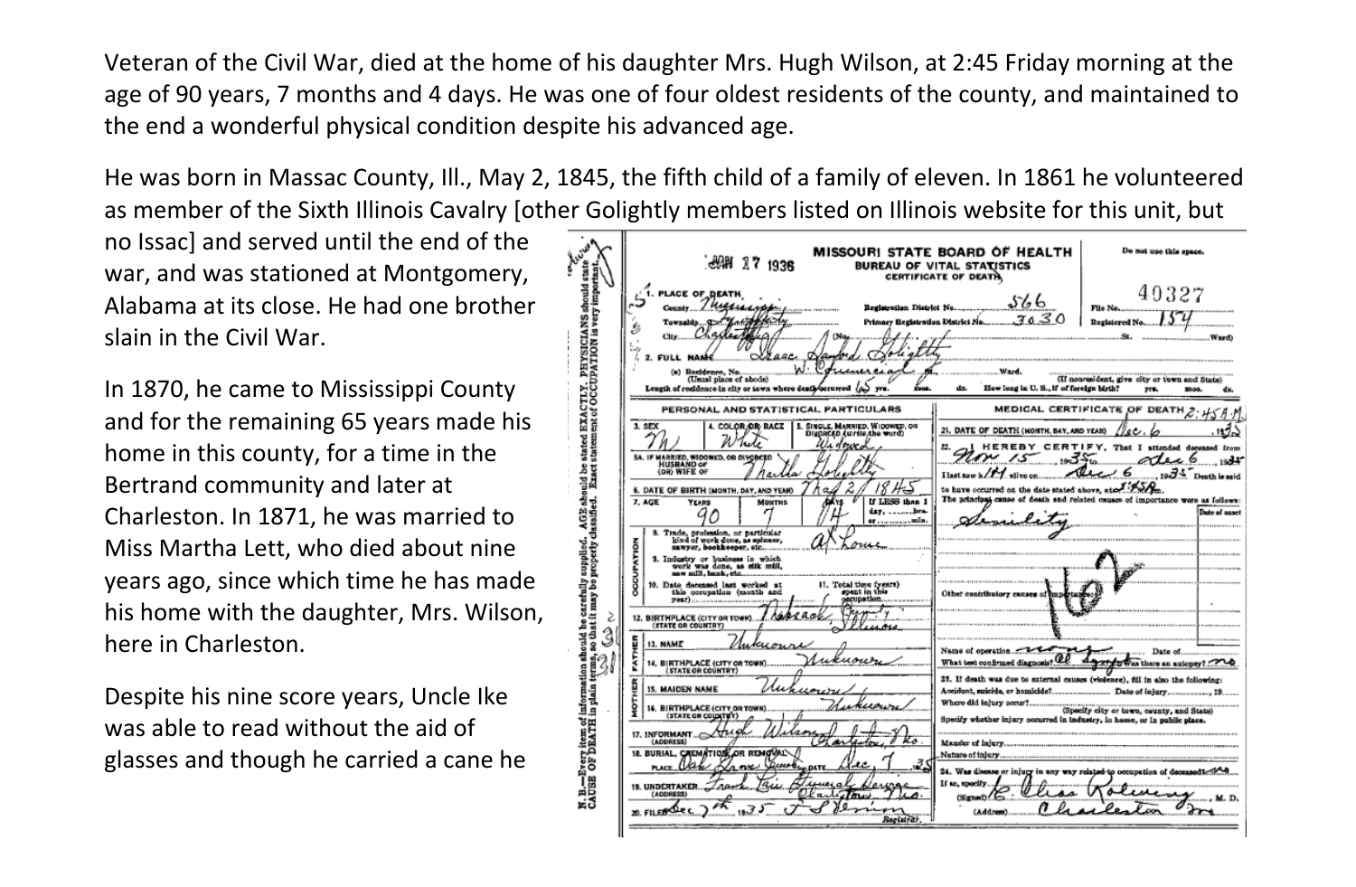Veteran of the Civil War, died at the home of his daughter Mrs. Hugh Wilson, at 2:45 Friday morning at the age of 90 years, 7 months and 4 days. He was one of four oldest residents of the county, and maintained to the end a wonderful physical condition despite his advanced age.

He was born in Massac County, Ill., May 2, 1845, the fifth child of a family of eleven. In 1861 he volunteered as member of the Sixth Illinois Cavalry [other Golightly members listed on Illinois website for this unit, but no Issac] and served until the end of the war, and was stationed at Montgomery, Alabama at its close. He had one brother slain in the Civil War.

In 1870, he came to Mississippi County and for the remaining 65 years made his home in this county, for a time in the Bertrand community and later at Charleston. In 1871, he was married to Miss Martha Lett, who died about nine years ago, since which time he has made his home with the daughter, Mrs. Wilson, here in Charleston.

Despite his nine score years, Uncle Ike was able to read without the aid of glasses and though he carried a cane he

**MISSOURI STATE BOARD OF HEALTH**
**BUREAU OF VITAL STATISTICS**
**CERTIFICATE OF DEATH**

JAN 17 1936

Registration District No. 566 — File No. 40327
Primary Registration District No. 3030 — Registered No. 154

1. PLACE OF DEATH: County Mississippi; City Charleston
2. FULL NAME: Isaac Sanford Golightly
(a) Residence: W. Commercial St.
Length of residence in city or town where death occurred: 65 yrs.

**PERSONAL AND STATISTICAL PARTICULARS**

3. Sex: M
4. Color or Race: White
5. Single, Married, Widowed, or Divorced: Widowed
5a. If married, widowed, or divorced, husband of (or) wife of: Martha Golightly
6. Date of Birth: May 2, 1845
7. Age: 90 years, 7 months, 4 days
8. Trade, profession, or particular kind of work done: At Home
12. Birthplace: Massac County, Illinois
13. Father's Name: Unknown
14. Birthplace of Father: Unknown
15. Mother's Maiden Name: Unknown
16. Birthplace of Mother: Unknown
17. Informant: Hugh Wilson, Charleston, Mo.
18. Burial, Cremation, or Removal: Oak Grove Cemetery, Dec 7, '35
19. Undertaker: Frank Lee Funeral Service, Charleston, Mo.
20. Filed Dec 7th 1935

**MEDICAL CERTIFICATE OF DEATH** 2:45 A.M.

21. Date of Death: Dec. 6, 1935
22. I HEREBY CERTIFY, That I attended deceased from Nov 15, 1935, to Dec 6, 1935. I last saw h/im alive on Dec 6, 1935. Death is said to have occurred on the date stated above, at 2:45 A.
The principal cause of death and related causes of importance were as follows: Senility

Name of operation: none
What test confirmed diagnosis: all symptoms. Was there an autopsy? no

24. Was disease or injury in any way related to occupation of deceased? no

(Signed) R. Elias Robinson, M. D.
(Address) Charleston, Mo.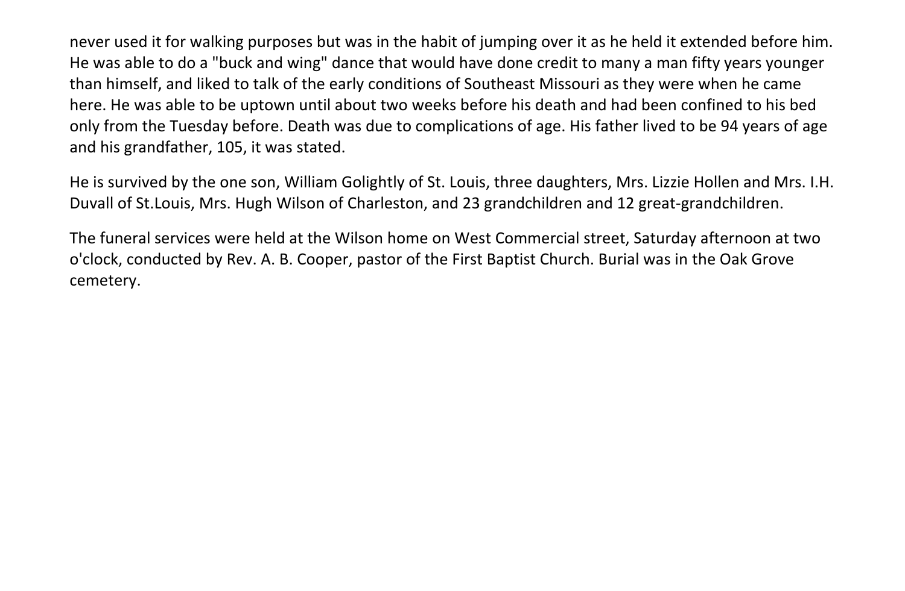never used it for walking purposes but was in the habit of jumping over it as he held it extended before him. He was able to do a "buck and wing" dance that would have done credit to many a man fifty years younger than himself, and liked to talk of the early conditions of Southeast Missouri as they were when he came here. He was able to be uptown until about two weeks before his death and had been confined to his bed only from the Tuesday before. Death was due to complications of age. His father lived to be 94 years of age and his grandfather, 105, it was stated.

He is survived by the one son, William Golightly of St. Louis, three daughters, Mrs. Lizzie Hollen and Mrs. I.H. Duvall of St.Louis, Mrs. Hugh Wilson of Charleston, and 23 grandchildren and 12 great-grandchildren.

The funeral services were held at the Wilson home on West Commercial street, Saturday afternoon at two o'clock, conducted by Rev. A. B. Cooper, pastor of the First Baptist Church. Burial was in the Oak Grove cemetery.